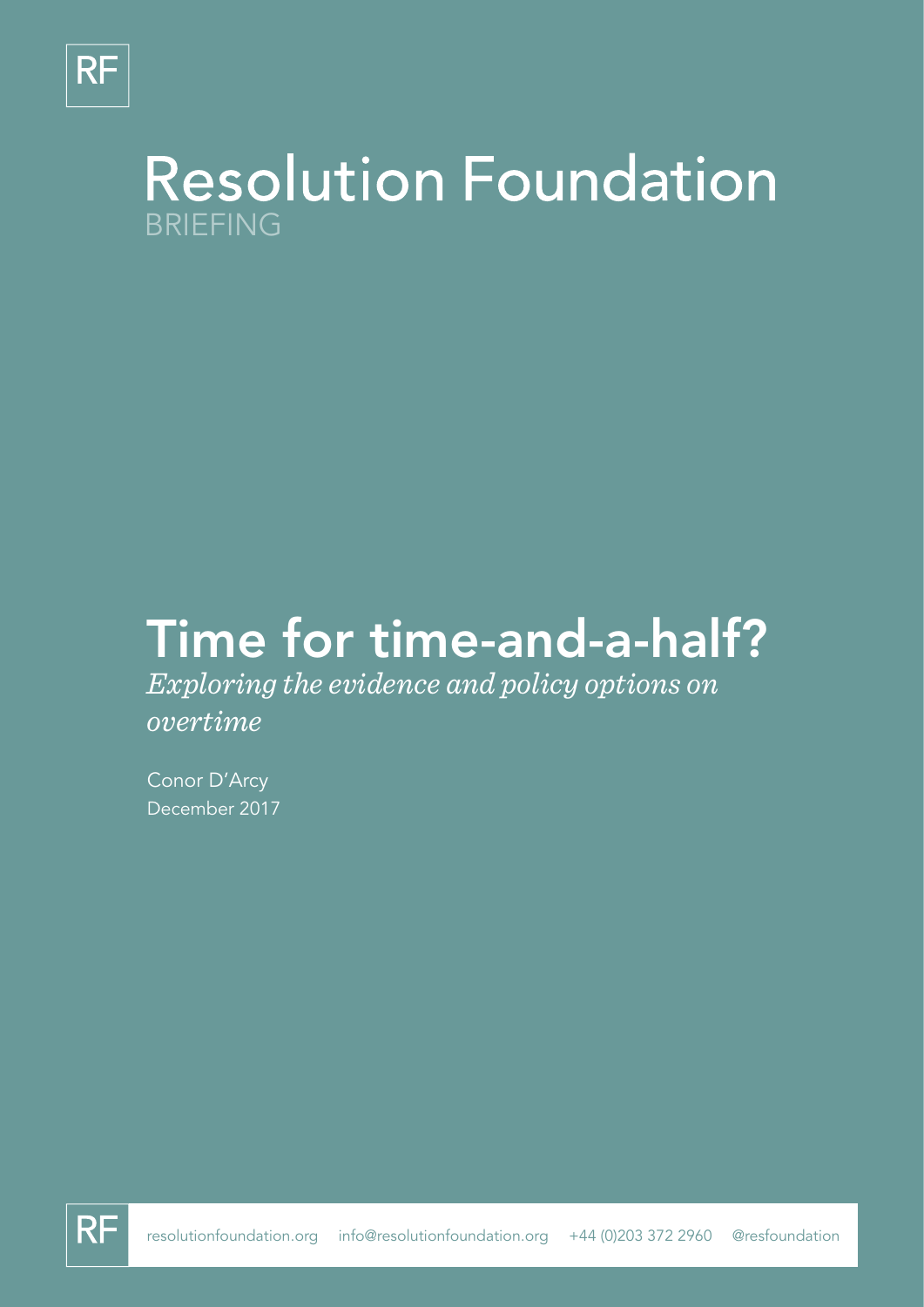RF

# Resolution Foundation

BRIEFING

# Time for time-and-a-half?

*Exploring the evidence and policy options on overtime*

Conor D'Arcy

December 2017

resolutionfoundation.org info@resolutionfoundation.org +44 (0)203 372 2960 @resfoundation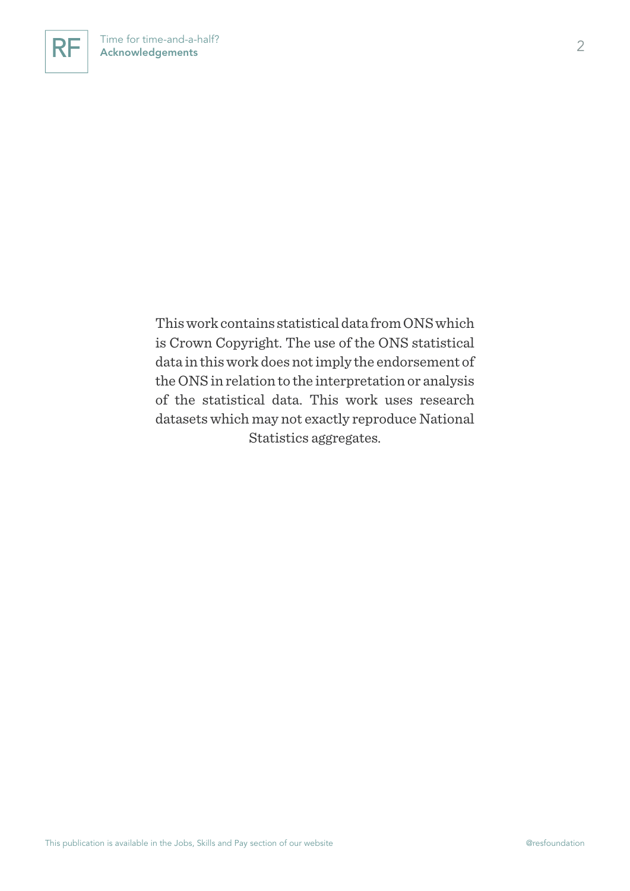This work contains statistical data from ONS which is Crown Copyright. The use of the ONS statistical data in this work does not imply the endorsement of the ONS in relation to the interpretation or analysis of the statistical data. This work uses research datasets which may not exactly reproduce National Statistics aggregates.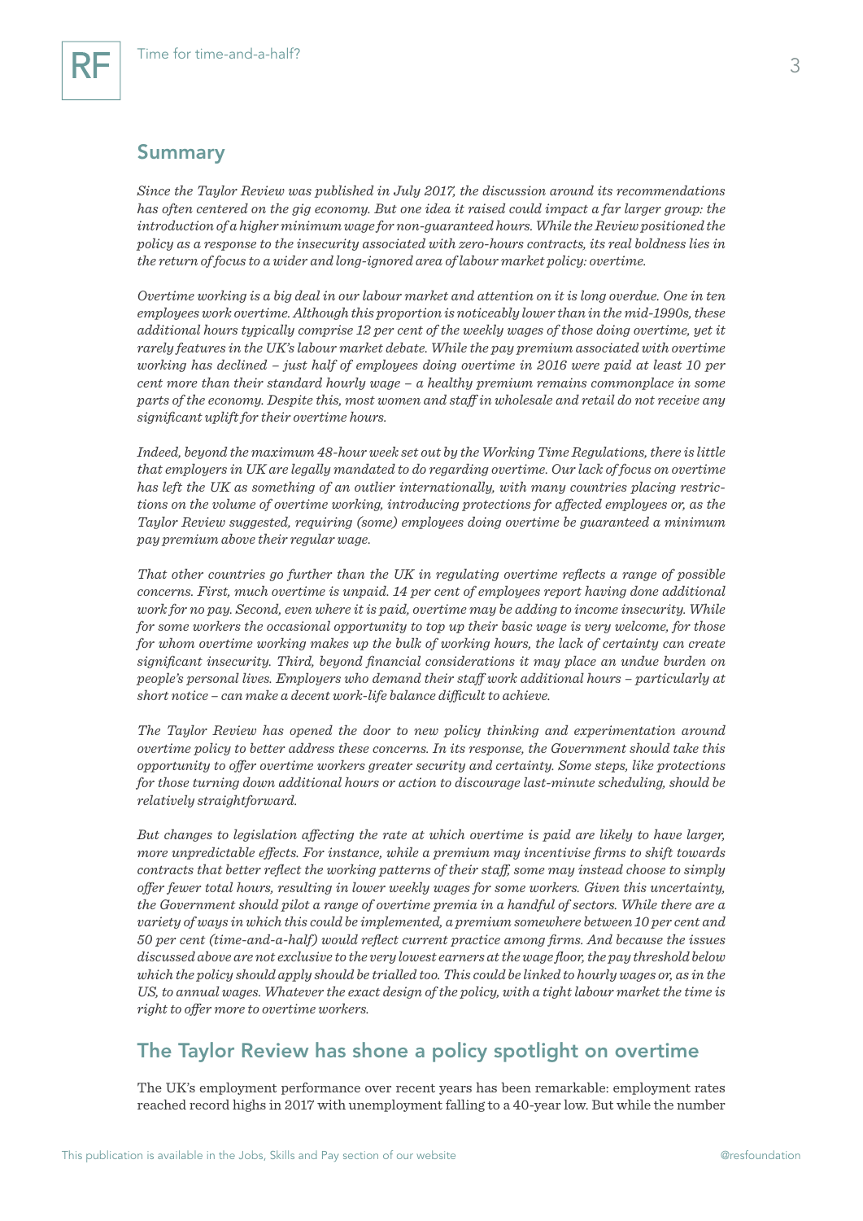## Summary

*Since the Taylor Review was published in July 2017, the discussion around its recommendations has often centered on the gig economy. But one idea it raised could impact a far larger group: the introduction of a higher minimum wage for non-guaranteed hours. While the Review positioned the policy as a response to the insecurity associated with zero-hours contracts, its real boldness lies in the return of focus to a wider and long-ignored area of labour market policy: overtime.*

*Overtime working is a big deal in our labour market and attention on it is long overdue. One in ten employees work overtime. Although this proportion is noticeably lower than in the mid-1990s, these additional hours typically comprise 12 per cent of the weekly wages of those doing overtime, yet it rarely features in the UK's labour market debate. While the pay premium associated with overtime working has declined – just half of employees doing overtime in 2016 were paid at least 10 per cent more than their standard hourly wage – a healthy premium remains commonplace in some parts of the economy. Despite this, most women and staff in wholesale and retail do not receive any significant uplift for their overtime hours.*

*Indeed, beyond the maximum 48-hour week set out by the Working Time Regulations, there is little that employers in UK are legally mandated to do regarding overtime. Our lack of focus on overtime has left the UK as something of an outlier internationally, with many countries placing restrictions on the volume of overtime working, introducing protections for affected employees or, as the Taylor Review suggested, requiring (some) employees doing overtime be guaranteed a minimum pay premium above their regular wage.*

*That other countries go further than the UK in regulating overtime reflects a range of possible concerns. First, much overtime is unpaid. 14 per cent of employees report having done additional work for no pay. Second, even where it is paid, overtime may be adding to income insecurity. While for some workers the occasional opportunity to top up their basic wage is very welcome, for those for whom overtime working makes up the bulk of working hours, the lack of certainty can create significant insecurity. Third, beyond financial considerations it may place an undue burden on people's personal lives. Employers who demand their staff work additional hours – particularly at short notice – can make a decent work-life balance difficult to achieve.*

*The Taylor Review has opened the door to new policy thinking and experimentation around overtime policy to better address these concerns. In its response, the Government should take this opportunity to offer overtime workers greater security and certainty. Some steps, like protections for those turning down additional hours or action to discourage last-minute scheduling, should be relatively straightforward.*

*But changes to legislation affecting the rate at which overtime is paid are likely to have larger, more unpredictable effects. For instance, while a premium may incentivise firms to shift towards contracts that better reflect the working patterns of their staff, some may instead choose to simply offer fewer total hours, resulting in lower weekly wages for some workers. Given this uncertainty, the Government should pilot a range of overtime premia in a handful of sectors. While there are a variety of ways in which this could be implemented, a premium somewhere between 10 per cent and 50 per cent (time-and-a-half) would reflect current practice among firms. And because the issues discussed above are not exclusive to the very lowest earners at the wage floor, the pay threshold below which the policy should apply should be trialled too. This could be linked to hourly wages or, as in the US, to annual wages. Whatever the exact design of the policy, with a tight labour market the time is right to offer more to overtime workers.*

## The Taylor Review has shone a policy spotlight on overtime

The UK's employment performance over recent years has been remarkable: employment rates reached record highs in 2017 with unemployment falling to a 40-year low. But while the number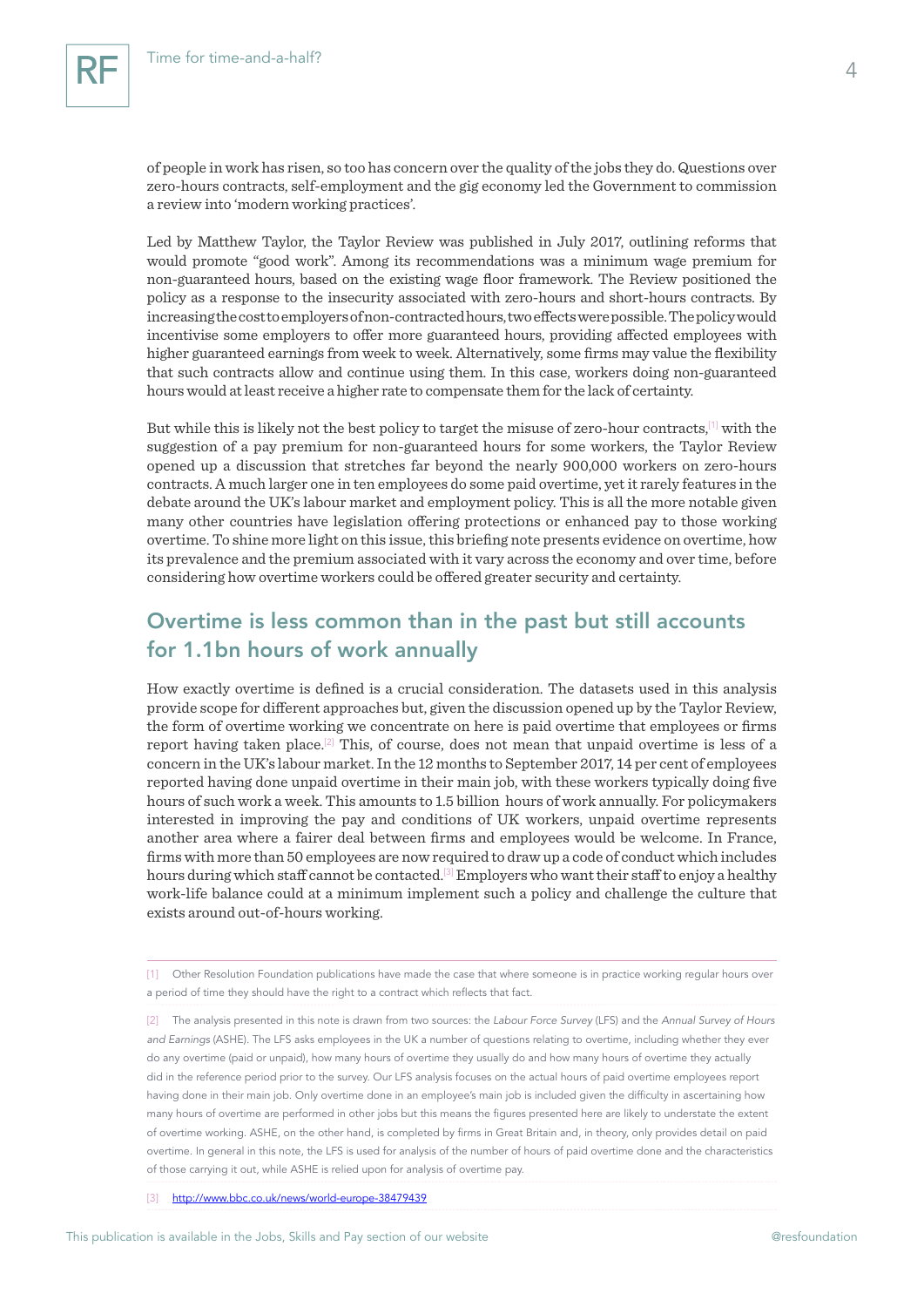of people in work has risen, so too has concern over the quality of the jobs they do. Questions over zero-hours contracts, self-employment and the gig economy led the Government to commission a review into 'modern working practices'.

Led by Matthew Taylor, the Taylor Review was published in July 2017, outlining reforms that would promote "good work". Among its recommendations was a minimum wage premium for non-guaranteed hours, based on the existing wage floor framework. The Review positioned the policy as a response to the insecurity associated with zero-hours and short-hours contracts. By increasing the cost to employers of non-contracted hours, two effects were possible. The policy would incentivise some employers to offer more guaranteed hours, providing affected employees with higher guaranteed earnings from week to week. Alternatively, some firms may value the flexibility that such contracts allow and continue using them. In this case, workers doing non-guaranteed hours would at least receive a higher rate to compensate them for the lack of certainty.

But while this is likely not the best policy to target the misuse of zero-hour contracts,[1] with the suggestion of a pay premium for non-guaranteed hours for some workers, the Taylor Review opened up a discussion that stretches far beyond the nearly 900,000 workers on zero-hours contracts. A much larger one in ten employees do some paid overtime, yet it rarely features in the debate around the UK's labour market and employment policy. This is all the more notable given many other countries have legislation offering protections or enhanced pay to those working overtime. To shine more light on this issue, this briefing note presents evidence on overtime, how its prevalence and the premium associated with it vary across the economy and over time, before considering how overtime workers could be offered greater security and certainty.

## Overtime is less common than in the past but still accounts for 1.1bn hours of work annually

How exactly overtime is defined is a crucial consideration. The datasets used in this analysis provide scope for different approaches but, given the discussion opened up by the Taylor Review, the form of overtime working we concentrate on here is paid overtime that employees or firms report having taken place.[2] This, of course, does not mean that unpaid overtime is less of a concern in the UK's labour market. In the 12 months to September 2017, 14 per cent of employees reported having done unpaid overtime in their main job, with these workers typically doing five hours of such work a week. This amounts to 1.5 billion hours of work annually. For policymakers interested in improving the pay and conditions of UK workers, unpaid overtime represents another area where a fairer deal between firms and employees would be welcome. In France, firms with more than 50 employees are now required to draw up a code of conduct which includes hours during which staff cannot be contacted.[3] Employers who want their staff to enjoy a healthy work-life balance could at a minimum implement such a policy and challenge the culture that exists around out-of-hours working.

---

[1] Other Resolution Foundation publications have made the case that where someone is in practice working regular hours over a period of time they should have the right to a contract which reflects that fact.

[2] The analysis presented in this note is drawn from two sources: the *Labour Force Survey* (LFS) and the *Annual Survey of Hours and Earnings* (ASHE). The LFS asks employees in the UK a number of questions relating to overtime, including whether they ever do any overtime (paid or unpaid), how many hours of overtime they usually do and how many hours of overtime they actually did in the reference period prior to the survey. Our LFS analysis focuses on the actual hours of paid overtime employees report having done in their main job. Only overtime done in an employee's main job is included given the difficulty in ascertaining how many hours of overtime are performed in other jobs but this means the figures presented here are likely to understate the extent of overtime working. ASHE, on the other hand, is completed by firms in Great Britain and, in theory, only provides detail on paid overtime. In general in this note, the LFS is used for analysis of the number of hours of paid overtime done and the characteristics of those carrying it out, while ASHE is relied upon for analysis of overtime pay.

[3] http://www.bbc.co.uk/news/world-europe-38479439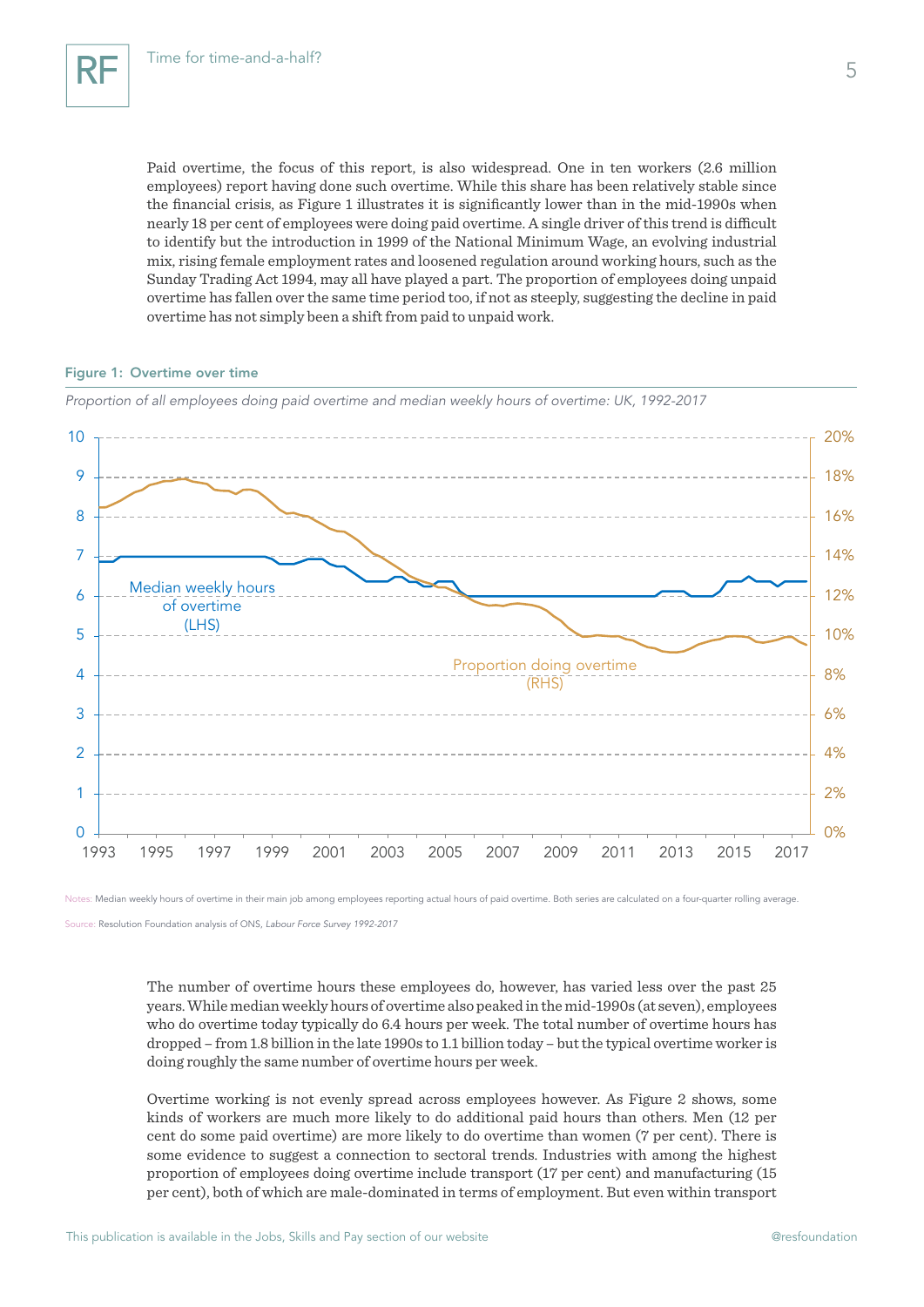Paid overtime, the focus of this report, is also widespread. One in ten workers (2.6 million employees) report having done such overtime. While this share has been relatively stable since the financial crisis, as Figure 1 illustrates it is significantly lower than in the mid-1990s when nearly 18 per cent of employees were doing paid overtime. A single driver of this trend is difficult to identify but the introduction in 1999 of the National Minimum Wage, an evolving industrial mix, rising female employment rates and loosened regulation around working hours, such as the Sunday Trading Act 1994, may all have played a part. The proportion of employees doing unpaid overtime has fallen over the same time period too, if not as steeply, suggesting the decline in paid overtime has not simply been a shift from paid to unpaid work.

**Figure 1: Overtime over time**

*Proportion of all employees doing paid overtime and median weekly hours of overtime: UK, 1992-2017*

Notes: Median weekly hours of overtime in their main job among employees reporting actual hours of paid overtime. Both series are calculated on a four-quarter rolling average.

Source: Resolution Foundation analysis of ONS, *Labour Force Survey 1992-2017*

The number of overtime hours these employees do, however, has varied less over the past 25 years. While median weekly hours of overtime also peaked in the mid-1990s (at seven), employees who do overtime today typically do 6.4 hours per week. The total number of overtime hours has dropped – from 1.8 billion in the late 1990s to 1.1 billion today – but the typical overtime worker is doing roughly the same number of overtime hours per week.

Overtime working is not evenly spread across employees however. As Figure 2 shows, some kinds of workers are much more likely to do additional paid hours than others. Men (12 per cent do some paid overtime) are more likely to do overtime than women (7 per cent). There is some evidence to suggest a connection to sectoral trends. Industries with among the highest proportion of employees doing overtime include transport (17 per cent) and manufacturing (15 per cent), both of which are male-dominated in terms of employment. But even within transport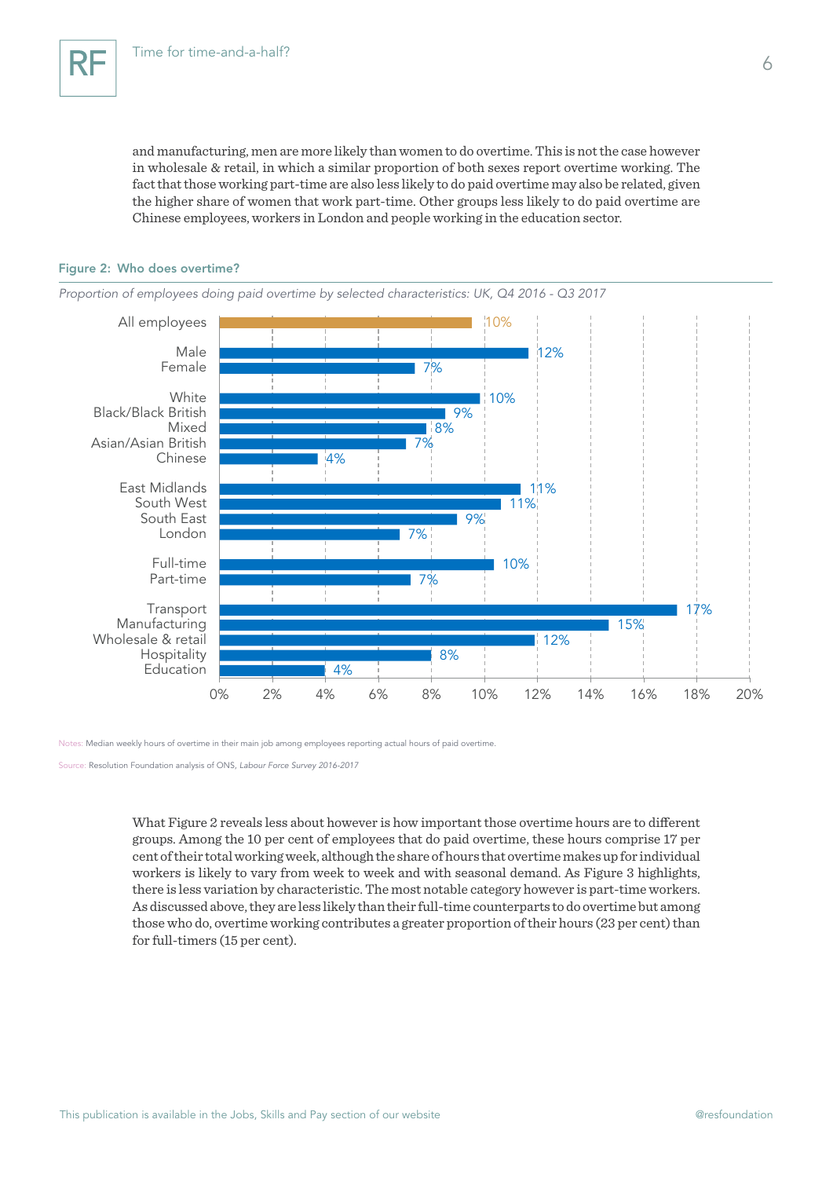and manufacturing, men are more likely than women to do overtime. This is not the case however in wholesale & retail, in which a similar proportion of both sexes report overtime working. The fact that those working part-time are also less likely to do paid overtime may also be related, given the higher share of women that work part-time. Other groups less likely to do paid overtime are Chinese employees, workers in London and people working in the education sector.

#### Figure 2: Who does overtime?

*Proportion of employees doing paid overtime by selected characteristics: UK, Q4 2016 - Q3 2017*

| Characteristic | Proportion |
|---|---|
| All employees | 10% |
| Male | 12% |
| Female | 7% |
| White | 10% |
| Black/Black British | 9% |
| Mixed | 8% |
| Asian/Asian British | 7% |
| Chinese | 4% |
| East Midlands | 11% |
| South West | 11% |
| South East | 9% |
| London | 7% |
| Full-time | 10% |
| Part-time | 7% |
| Transport | 17% |
| Manufacturing | 15% |
| Wholesale & retail | 12% |
| Hospitality | 8% |
| Education | 4% |

Notes: Median weekly hours of overtime in their main job among employees reporting actual hours of paid overtime.

Source: Resolution Foundation analysis of ONS, *Labour Force Survey 2016-2017*

What Figure 2 reveals less about however is how important those overtime hours are to different groups. Among the 10 per cent of employees that do paid overtime, these hours comprise 17 per cent of their total working week, although the share of hours that overtime makes up for individual workers is likely to vary from week to week and with seasonal demand. As Figure 3 highlights, there is less variation by characteristic. The most notable category however is part-time workers. As discussed above, they are less likely than their full-time counterparts to do overtime but among those who do, overtime working contributes a greater proportion of their hours (23 per cent) than for full-timers (15 per cent).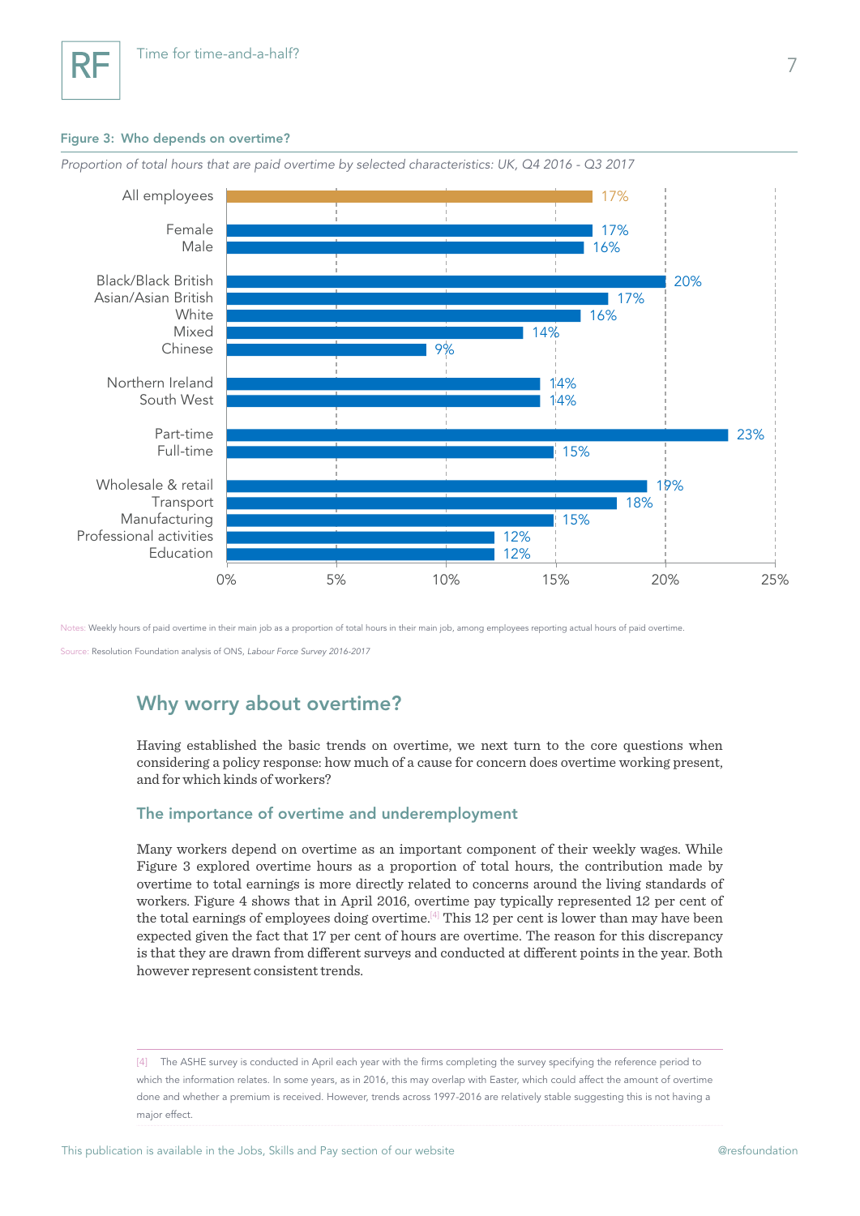**Figure 3: Who depends on overtime?**

*Proportion of total hours that are paid overtime by selected characteristics: UK, Q4 2016 - Q3 2017*

| Characteristic | Proportion |
| --- | --- |
| All employees | 17% |
| Female | 17% |
| Male | 16% |
| Black/Black British | 20% |
| Asian/Asian British | 17% |
| White | 16% |
| Mixed | 14% |
| Chinese | 9% |
| Northern Ireland | 14% |
| South West | 14% |
| Part-time | 23% |
| Full-time | 15% |
| Wholesale & retail | 19% |
| Transport | 18% |
| Manufacturing | 15% |
| Professional activities | 12% |
| Education | 12% |

Notes: Weekly hours of paid overtime in their main job as a proportion of total hours in their main job, among employees reporting actual hours of paid overtime.

Source: Resolution Foundation analysis of ONS, *Labour Force Survey 2016-2017*

## Why worry about overtime?

Having established the basic trends on overtime, we next turn to the core questions when considering a policy response: how much of a cause for concern does overtime working present, and for which kinds of workers?

### The importance of overtime and underemployment

Many workers depend on overtime as an important component of their weekly wages. While Figure 3 explored overtime hours as a proportion of total hours, the contribution made by overtime to total earnings is more directly related to concerns around the living standards of workers. Figure 4 shows that in April 2016, overtime pay typically represented 12 per cent of the total earnings of employees doing overtime.[4] This 12 per cent is lower than may have been expected given the fact that 17 per cent of hours are overtime. The reason for this discrepancy is that they are drawn from different surveys and conducted at different points in the year. Both however represent consistent trends.

---

[4] The ASHE survey is conducted in April each year with the firms completing the survey specifying the reference period to which the information relates. In some years, as in 2016, this may overlap with Easter, which could affect the amount of overtime done and whether a premium is received. However, trends across 1997-2016 are relatively stable suggesting this is not having a major effect.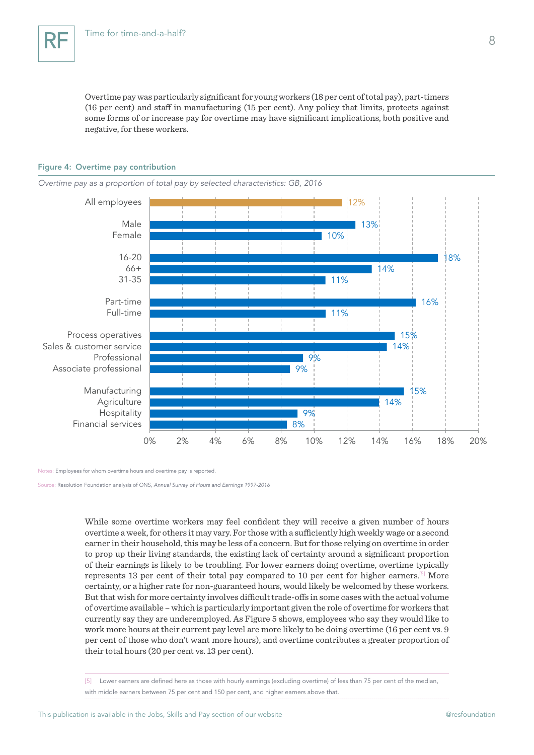Overtime pay was particularly significant for young workers (18 per cent of total pay), part-timers (16 per cent) and staff in manufacturing (15 per cent). Any policy that limits, protects against some forms of or increase pay for overtime may have significant implications, both positive and negative, for these workers.

**Figure 4: Overtime pay contribution**

*Overtime pay as a proportion of total pay by selected characteristics: GB, 2016*

| Characteristic | Overtime pay as proportion of total pay |
|---|---|
| All employees | 12% |
| Male | 13% |
| Female | 10% |
| 16-20 | 18% |
| 66+ | 14% |
| 31-35 | 11% |
| Part-time | 16% |
| Full-time | 11% |
| Process operatives | 15% |
| Sales & customer service | 14% |
| Professional | 9% |
| Associate professional | 9% |
| Manufacturing | 15% |
| Agriculture | 14% |
| Hospitality | 9% |
| Financial services | 8% |

Notes: Employees for whom overtime hours and overtime pay is reported.

Source: Resolution Foundation analysis of ONS, *Annual Survey of Hours and Earnings 1997-2016*

While some overtime workers may feel confident they will receive a given number of hours overtime a week, for others it may vary. For those with a sufficiently high weekly wage or a second earner in their household, this may be less of a concern. But for those relying on overtime in order to prop up their living standards, the existing lack of certainty around a significant proportion of their earnings is likely to be troubling. For lower earners doing overtime, overtime typically represents 13 per cent of their total pay compared to 10 per cent for higher earners.[5] More certainty, or a higher rate for non-guaranteed hours, would likely be welcomed by these workers. But that wish for more certainty involves difficult trade-offs in some cases with the actual volume of overtime available – which is particularly important given the role of overtime for workers that currently say they are underemployed. As Figure 5 shows, employees who say they would like to work more hours at their current pay level are more likely to be doing overtime (16 per cent vs. 9 per cent of those who don't want more hours), and overtime contributes a greater proportion of their total hours (20 per cent vs. 13 per cent).

[5] Lower earners are defined here as those with hourly earnings (excluding overtime) of less than 75 per cent of the median, with middle earners between 75 per cent and 150 per cent, and higher earners above that.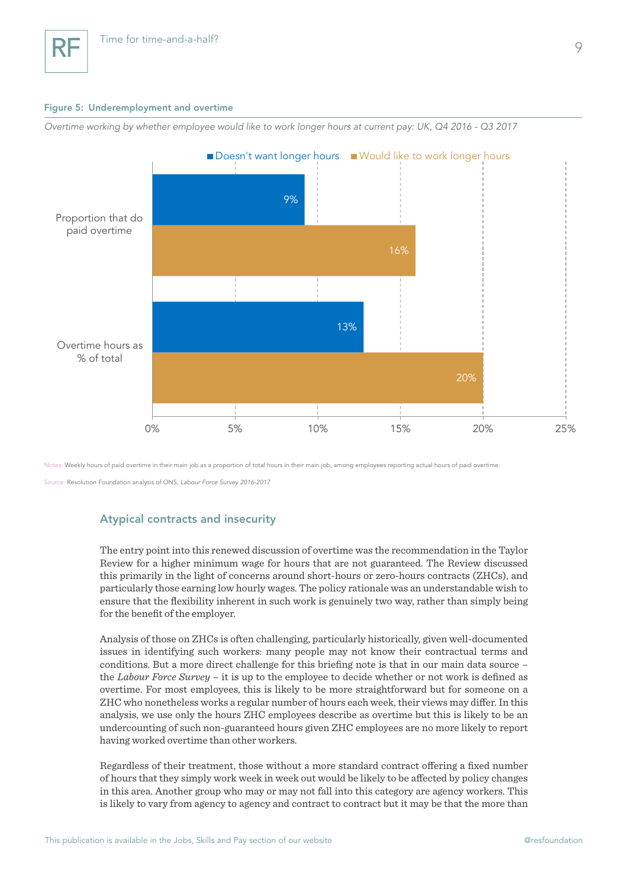**Figure 5: Underemployment and overtime**

*Overtime working by whether employee would like to work longer hours at current pay: UK, Q4 2016 - Q3 2017*

| | Doesn't want longer hours | Would like to work longer hours |
|---|---|---|
| Proportion that do paid overtime | 9% | 16% |
| Overtime hours as % of total | 13% | 20% |

Notes: Weekly hours of paid overtime in their main job as a proportion of total hours in their main job, among employees reporting actual hours of paid overtime.

Source: Resolution Foundation analysis of ONS, *Labour Force Survey 2016-2017*

## Atypical contracts and insecurity

The entry point into this renewed discussion of overtime was the recommendation in the Taylor Review for a higher minimum wage for hours that are not guaranteed. The Review discussed this primarily in the light of concerns around short-hours or zero-hours contracts (ZHCs), and particularly those earning low hourly wages. The policy rationale was an understandable wish to ensure that the flexibility inherent in such work is genuinely two way, rather than simply being for the benefit of the employer.

Analysis of those on ZHCs is often challenging, particularly historically, given well-documented issues in identifying such workers: many people may not know their contractual terms and conditions. But a more direct challenge for this briefing note is that in our main data source – the *Labour Force Survey* – it is up to the employee to decide whether or not work is defined as overtime. For most employees, this is likely to be more straightforward but for someone on a ZHC who nonetheless works a regular number of hours each week, their views may differ. In this analysis, we use only the hours ZHC employees describe as overtime but this is likely to be an undercounting of such non-guaranteed hours given ZHC employees are no more likely to report having worked overtime than other workers.

Regardless of their treatment, those without a more standard contract offering a fixed number of hours that they simply work week in week out would be likely to be affected by policy changes in this area. Another group who may or may not fall into this category are agency workers. This is likely to vary from agency to agency and contract to contract but it may be that the more than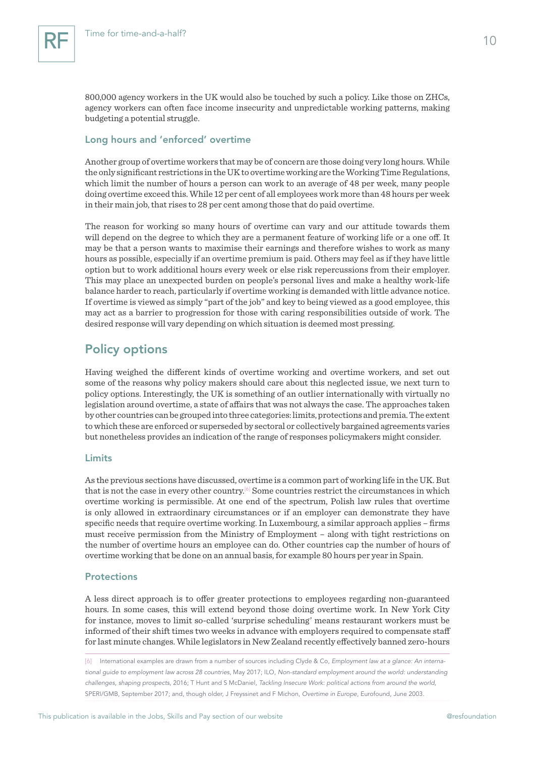800,000 agency workers in the UK would also be touched by such a policy. Like those on ZHCs, agency workers can often face income insecurity and unpredictable working patterns, making budgeting a potential struggle.

### Long hours and 'enforced' overtime

Another group of overtime workers that may be of concern are those doing very long hours. While the only significant restrictions in the UK to overtime working are the Working Time Regulations, which limit the number of hours a person can work to an average of 48 per week, many people doing overtime exceed this. While 12 per cent of all employees work more than 48 hours per week in their main job, that rises to 28 per cent among those that do paid overtime.

The reason for working so many hours of overtime can vary and our attitude towards them will depend on the degree to which they are a permanent feature of working life or a one off. It may be that a person wants to maximise their earnings and therefore wishes to work as many hours as possible, especially if an overtime premium is paid. Others may feel as if they have little option but to work additional hours every week or else risk repercussions from their employer. This may place an unexpected burden on people's personal lives and make a healthy work-life balance harder to reach, particularly if overtime working is demanded with little advance notice. If overtime is viewed as simply "part of the job" and key to being viewed as a good employee, this may act as a barrier to progression for those with caring responsibilities outside of work. The desired response will vary depending on which situation is deemed most pressing.

## Policy options

Having weighed the different kinds of overtime working and overtime workers, and set out some of the reasons why policy makers should care about this neglected issue, we next turn to policy options. Interestingly, the UK is something of an outlier internationally with virtually no legislation around overtime, a state of affairs that was not always the case. The approaches taken by other countries can be grouped into three categories: limits, protections and premia. The extent to which these are enforced or superseded by sectoral or collectively bargained agreements varies but nonetheless provides an indication of the range of responses policymakers might consider.

### Limits

As the previous sections have discussed, overtime is a common part of working life in the UK. But that is not the case in every other country.[6] Some countries restrict the circumstances in which overtime working is permissible. At one end of the spectrum, Polish law rules that overtime is only allowed in extraordinary circumstances or if an employer can demonstrate they have specific needs that require overtime working. In Luxembourg, a similar approach applies – firms must receive permission from the Ministry of Employment – along with tight restrictions on the number of overtime hours an employee can do. Other countries cap the number of hours of overtime working that be done on an annual basis, for example 80 hours per year in Spain.

### Protections

A less direct approach is to offer greater protections to employees regarding non-guaranteed hours. In some cases, this will extend beyond those doing overtime work. In New York City for instance, moves to limit so-called 'surprise scheduling' means restaurant workers must be informed of their shift times two weeks in advance with employers required to compensate staff for last minute changes. While legislators in New Zealand recently effectively banned zero-hours

[6] International examples are drawn from a number of sources including Clyde & Co, *Employment law at a glance: An international guide to employment law across 28 countries*, May 2017; ILO, *Non-standard employment around the world: understanding challenges, shaping prospects*, 2016; T Hunt and S McDaniel, *Tackling Insecure Work: political actions from around the world*, SPERI/GMB, September 2017; and, though older, J Freyssinet and F Michon, *Overtime in Europe*, Eurofound, June 2003.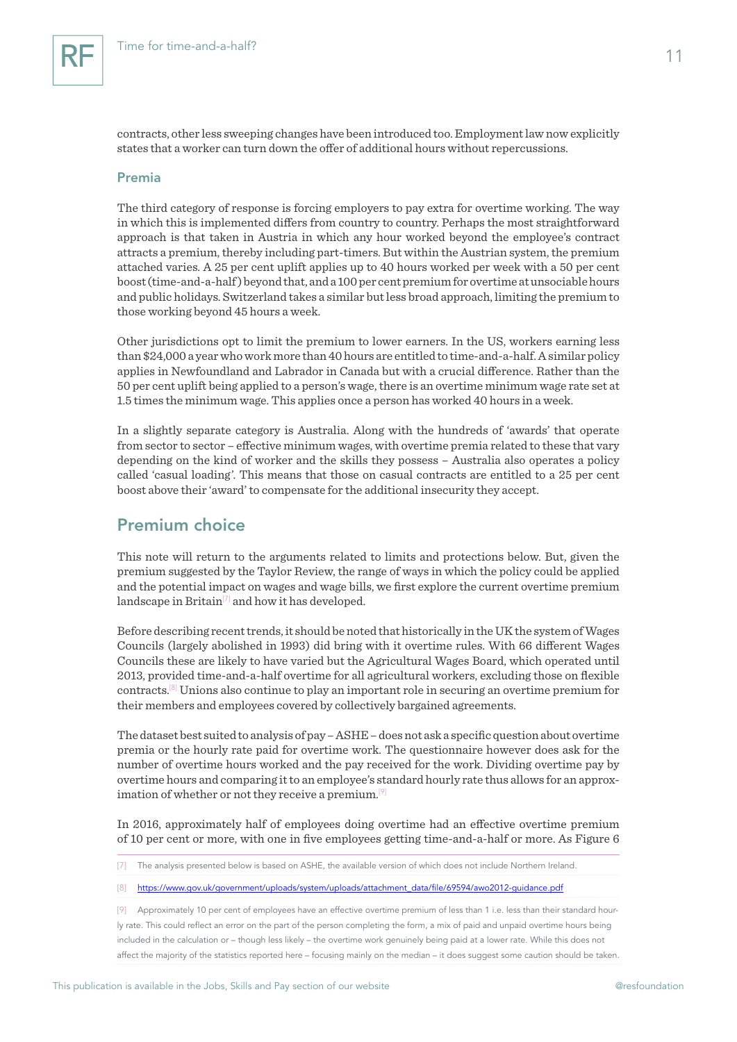contracts, other less sweeping changes have been introduced too. Employment law now explicitly states that a worker can turn down the offer of additional hours without repercussions.

### Premia

The third category of response is forcing employers to pay extra for overtime working. The way in which this is implemented differs from country to country. Perhaps the most straightforward approach is that taken in Austria in which any hour worked beyond the employee's contract attracts a premium, thereby including part-timers. But within the Austrian system, the premium attached varies. A 25 per cent uplift applies up to 40 hours worked per week with a 50 per cent boost (time-and-a-half) beyond that, and a 100 per cent premium for overtime at unsociable hours and public holidays. Switzerland takes a similar but less broad approach, limiting the premium to those working beyond 45 hours a week.

Other jurisdictions opt to limit the premium to lower earners. In the US, workers earning less than $24,000 a year who work more than 40 hours are entitled to time-and-a-half. A similar policy applies in Newfoundland and Labrador in Canada but with a crucial difference. Rather than the 50 per cent uplift being applied to a person's wage, there is an overtime minimum wage rate set at 1.5 times the minimum wage. This applies once a person has worked 40 hours in a week.

In a slightly separate category is Australia. Along with the hundreds of 'awards' that operate from sector to sector – effective minimum wages, with overtime premia related to these that vary depending on the kind of worker and the skills they possess – Australia also operates a policy called 'casual loading'. This means that those on casual contracts are entitled to a 25 per cent boost above their 'award' to compensate for the additional insecurity they accept.

## Premium choice

This note will return to the arguments related to limits and protections below. But, given the premium suggested by the Taylor Review, the range of ways in which the policy could be applied and the potential impact on wages and wage bills, we first explore the current overtime premium landscape in Britain[7] and how it has developed.

Before describing recent trends, it should be noted that historically in the UK the system of Wages Councils (largely abolished in 1993) did bring with it overtime rules. With 66 different Wages Councils these are likely to have varied but the Agricultural Wages Board, which operated until 2013, provided time-and-a-half overtime for all agricultural workers, excluding those on flexible contracts.[8] Unions also continue to play an important role in securing an overtime premium for their members and employees covered by collectively bargained agreements.

The dataset best suited to analysis of pay – ASHE – does not ask a specific question about overtime premia or the hourly rate paid for overtime work. The questionnaire however does ask for the number of overtime hours worked and the pay received for the work. Dividing overtime pay by overtime hours and comparing it to an employee's standard hourly rate thus allows for an approximation of whether or not they receive a premium.[9]

In 2016, approximately half of employees doing overtime had an effective overtime premium of 10 per cent or more, with one in five employees getting time-and-a-half or more. As Figure 6

---

[7] The analysis presented below is based on ASHE, the available version of which does not include Northern Ireland.

[8] https://www.gov.uk/government/uploads/system/uploads/attachment_data/file/69594/awo2012-guidance.pdf

[9] Approximately 10 per cent of employees have an effective overtime premium of less than 1 i.e. less than their standard hourly rate. This could reflect an error on the part of the person completing the form, a mix of paid and unpaid overtime hours being included in the calculation or – though less likely – the overtime work genuinely being paid at a lower rate. While this does not affect the majority of the statistics reported here – focusing mainly on the median – it does suggest some caution should be taken.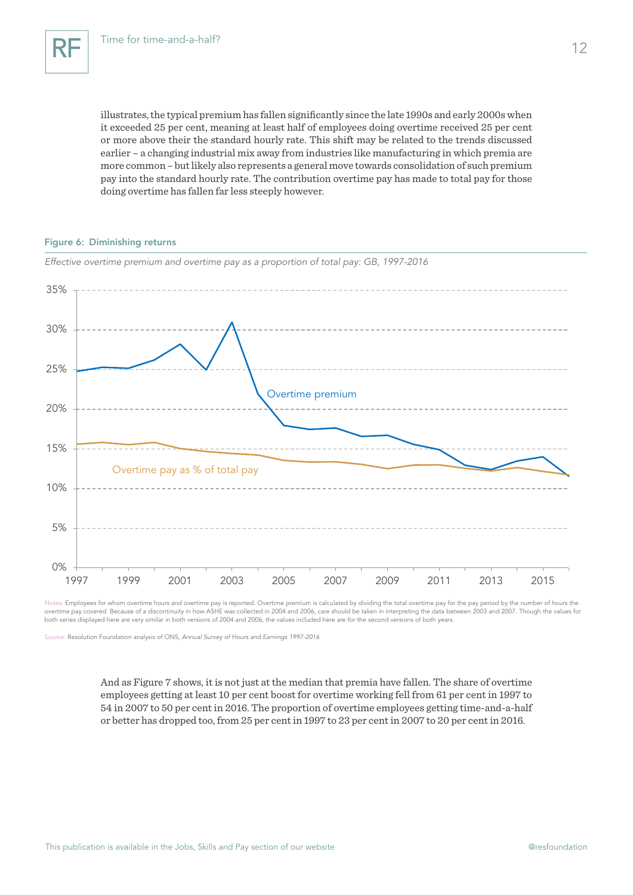illustrates, the typical premium has fallen significantly since the late 1990s and early 2000s when it exceeded 25 per cent, meaning at least half of employees doing overtime received 25 per cent or more above their the standard hourly rate. This shift may be related to the trends discussed earlier – a changing industrial mix away from industries like manufacturing in which premia are more common – but likely also represents a general move towards consolidation of such premium pay into the standard hourly rate. The contribution overtime pay has made to total pay for those doing overtime has fallen far less steeply however.

#### Figure 6: Diminishing returns

*Effective overtime premium and overtime pay as a proportion of total pay: GB, 1997-2016*

Notes: Employees for whom overtime hours and overtime pay is reported. Overtime premium is calculated by dividing the total overtime pay for the pay period by the number of hours the overtime pay covered. Because of a discontinuity in how ASHE was collected in 2004 and 2006, care should be taken in interpreting the data between 2003 and 2007. Though the values for both series displayed here are very similar in both versions of 2004 and 2006, the values included here are for the second versions of both years.

Source: Resolution Foundation analysis of ONS, *Annual Survey of Hours and Earnings 1997-2016*

And as Figure 7 shows, it is not just at the median that premia have fallen. The share of overtime employees getting at least 10 per cent boost for overtime working fell from 61 per cent in 1997 to 54 in 2007 to 50 per cent in 2016. The proportion of overtime employees getting time-and-a-half or better has dropped too, from 25 per cent in 1997 to 23 per cent in 2007 to 20 per cent in 2016.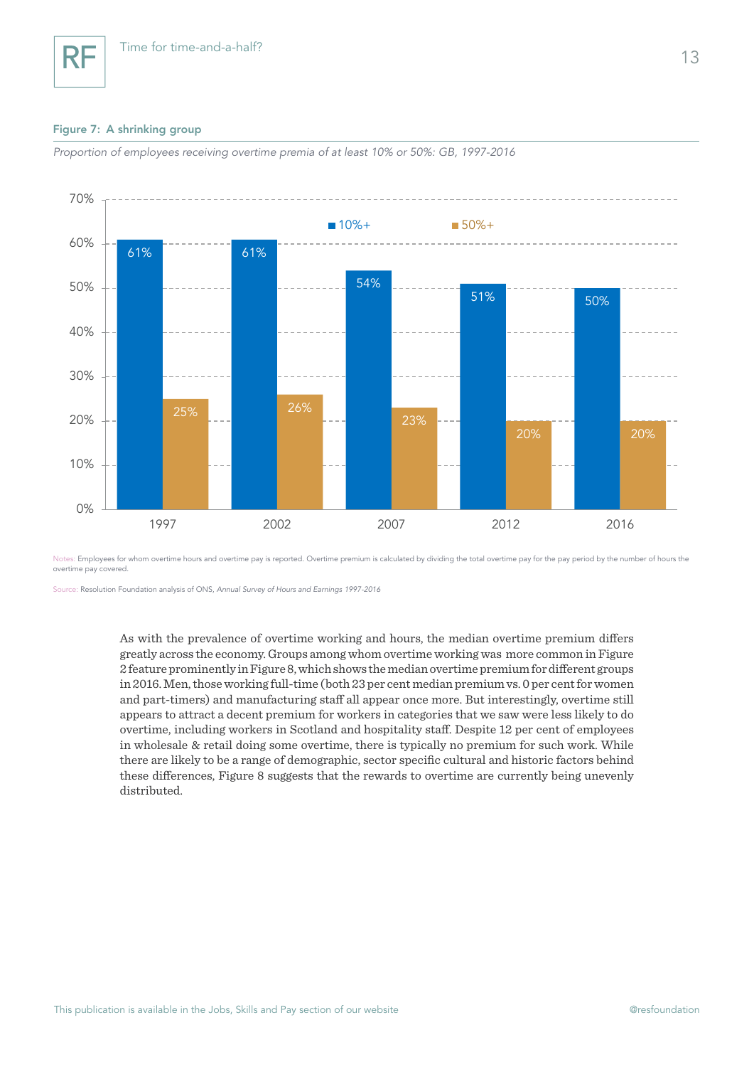#### Figure 7: A shrinking group

*Proportion of employees receiving overtime premia of at least 10% or 50%: GB, 1997-2016*

| Year | 10%+ | 50%+ |
|---|---|---|
| 1997 | 61% | 25% |
| 2002 | 61% | 26% |
| 2007 | 54% | 23% |
| 2012 | 51% | 20% |
| 2016 | 50% | 20% |

Notes: Employees for whom overtime hours and overtime pay is reported. Overtime premium is calculated by dividing the total overtime pay for the pay period by the number of hours the overtime pay covered.

Source: Resolution Foundation analysis of ONS, *Annual Survey of Hours and Earnings 1997-2016*

As with the prevalence of overtime working and hours, the median overtime premium differs greatly across the economy. Groups among whom overtime working was more common in Figure 2 feature prominently in Figure 8, which shows the median overtime premium for different groups in 2016. Men, those working full-time (both 23 per cent median premium vs. 0 per cent for women and part-timers) and manufacturing staff all appear once more. But interestingly, overtime still appears to attract a decent premium for workers in categories that we saw were less likely to do overtime, including workers in Scotland and hospitality staff. Despite 12 per cent of employees in wholesale & retail doing some overtime, there is typically no premium for such work. While there are likely to be a range of demographic, sector specific cultural and historic factors behind these differences, Figure 8 suggests that the rewards to overtime are currently being unevenly distributed.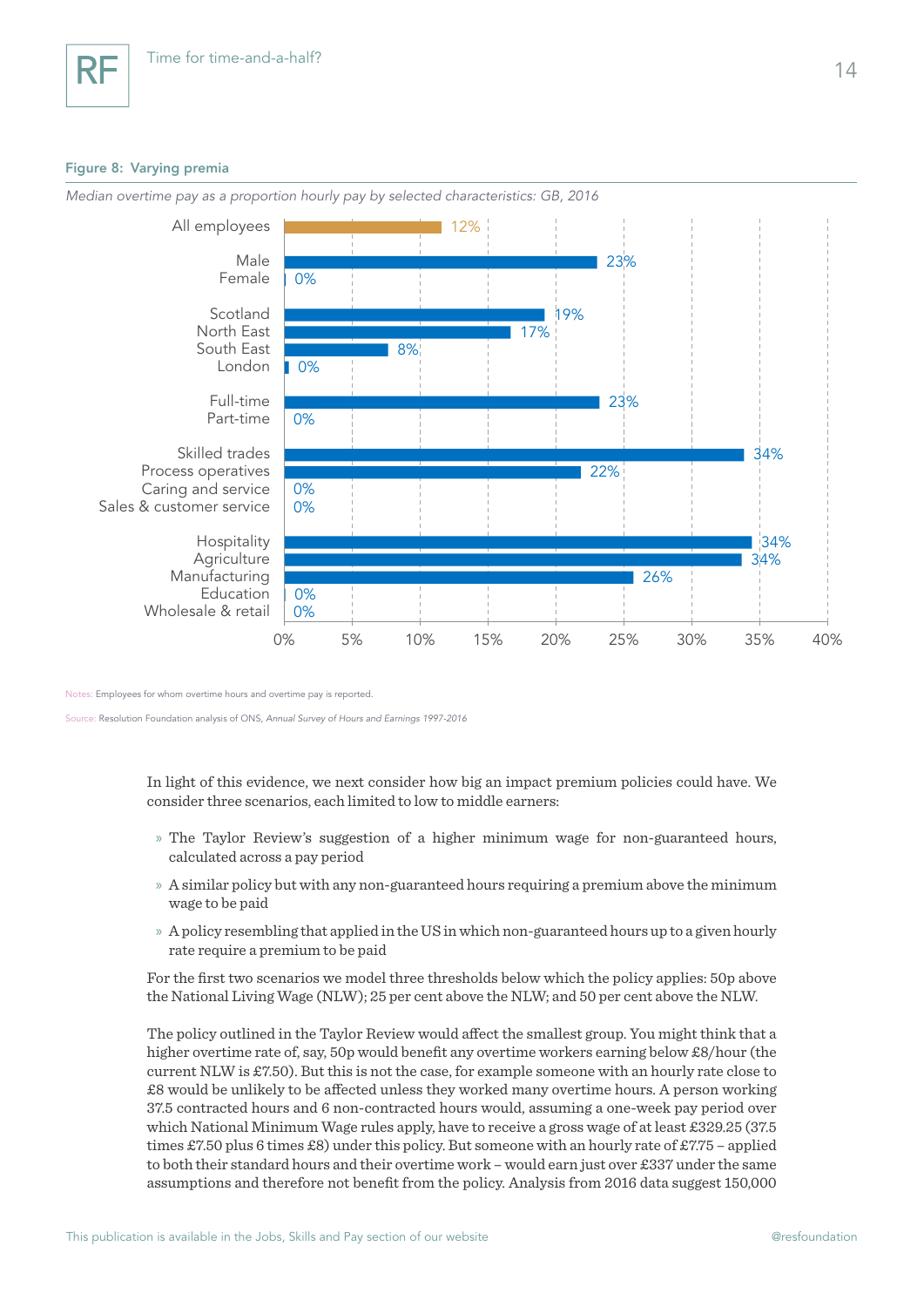**Figure 8: Varying premia**

*Median overtime pay as a proportion hourly pay by selected characteristics: GB, 2016*

| Characteristic | Median overtime premium |
|---|---|
| All employees | 12% |
| Male | 23% |
| Female | 0% |
| Scotland | 19% |
| North East | 17% |
| South East | 8% |
| London | 0% |
| Full-time | 23% |
| Part-time | 0% |
| Skilled trades | 34% |
| Process operatives | 22% |
| Caring and service | 0% |
| Sales & customer service | 0% |
| Hospitality | 34% |
| Agriculture | 34% |
| Manufacturing | 26% |
| Education | 0% |
| Wholesale & retail | 0% |

Notes: Employees for whom overtime hours and overtime pay is reported.

Source: Resolution Foundation analysis of ONS, *Annual Survey of Hours and Earnings 1997-2016*

In light of this evidence, we next consider how big an impact premium policies could have. We consider three scenarios, each limited to low to middle earners:

- The Taylor Review's suggestion of a higher minimum wage for non-guaranteed hours, calculated across a pay period
- A similar policy but with any non-guaranteed hours requiring a premium above the minimum wage to be paid
- A policy resembling that applied in the US in which non-guaranteed hours up to a given hourly rate require a premium to be paid

For the first two scenarios we model three thresholds below which the policy applies: 50p above the National Living Wage (NLW); 25 per cent above the NLW; and 50 per cent above the NLW.

The policy outlined in the Taylor Review would affect the smallest group. You might think that a higher overtime rate of, say, 50p would benefit any overtime workers earning below £8/hour (the current NLW is £7.50). But this is not the case, for example someone with an hourly rate close to £8 would be unlikely to be affected unless they worked many overtime hours. A person working 37.5 contracted hours and 6 non-contracted hours would, assuming a one-week pay period over which National Minimum Wage rules apply, have to receive a gross wage of at least £329.25 (37.5 times £7.50 plus 6 times £8) under this policy. But someone with an hourly rate of £7.75 – applied to both their standard hours and their overtime work – would earn just over £337 under the same assumptions and therefore not benefit from the policy. Analysis from 2016 data suggest 150,000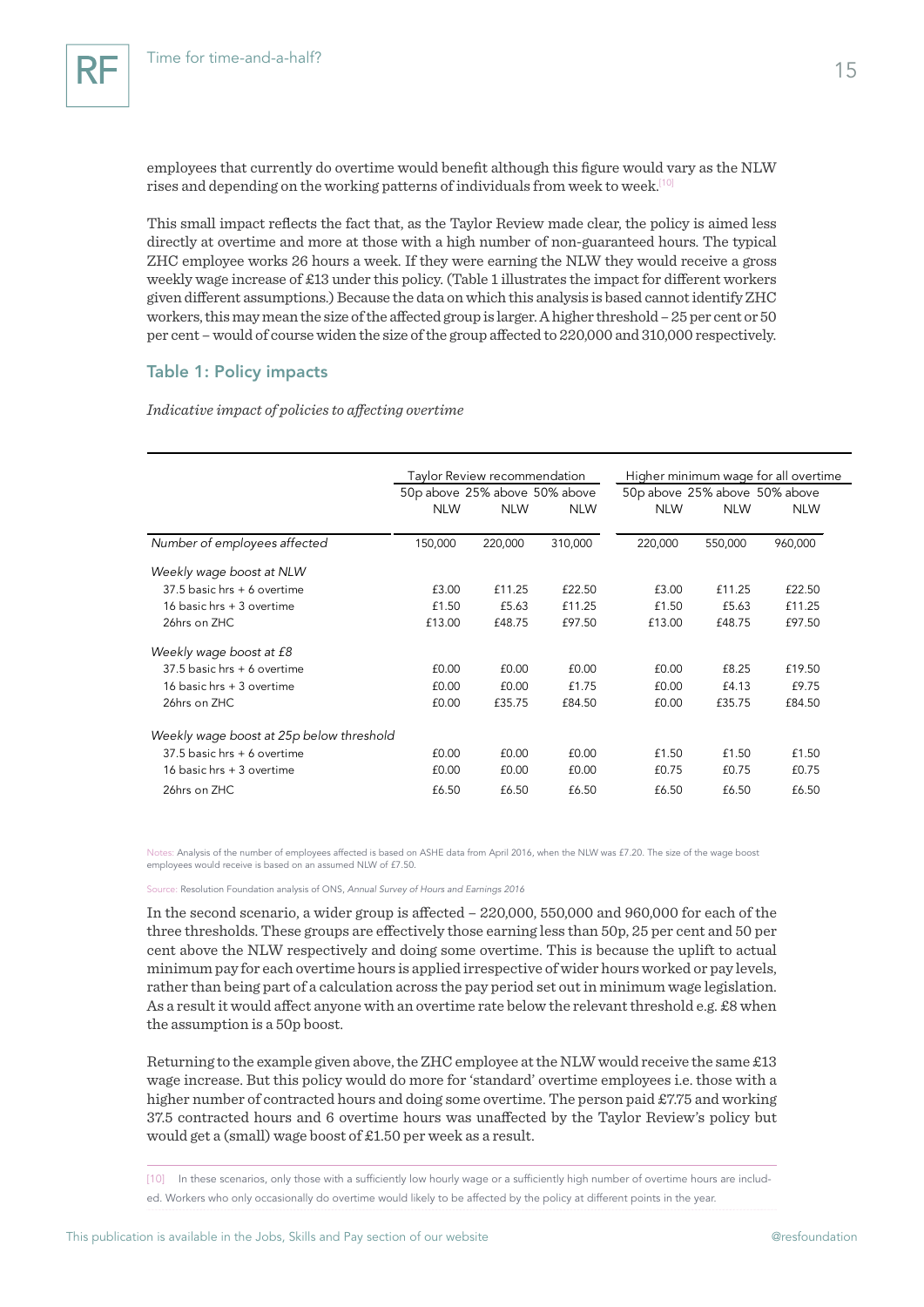employees that currently do overtime would benefit although this figure would vary as the NLW rises and depending on the working patterns of individuals from week to week.[10]

This small impact reflects the fact that, as the Taylor Review made clear, the policy is aimed less directly at overtime and more at those with a high number of non-guaranteed hours. The typical ZHC employee works 26 hours a week. If they were earning the NLW they would receive a gross weekly wage increase of £13 under this policy. (Table 1 illustrates the impact for different workers given different assumptions.) Because the data on which this analysis is based cannot identify ZHC workers, this may mean the size of the affected group is larger. A higher threshold – 25 per cent or 50 per cent – would of course widen the size of the group affected to 220,000 and 310,000 respectively.

## Table 1: Policy impacts

*Indicative impact of policies to affecting overtime*

| | Taylor Review recommendation | | | Higher minimum wage for all overtime | | |
|---|---|---|---|---|---|---|
| | 50p above NLW | 25% above NLW | 50% above NLW | 50p above NLW | 25% above NLW | 50% above NLW |
| *Number of employees affected* | 150,000 | 220,000 | 310,000 | 220,000 | 550,000 | 960,000 |
| *Weekly wage boost at NLW* | | | | | | |
| 37.5 basic hrs + 6 overtime | £3.00 | £11.25 | £22.50 | £3.00 | £11.25 | £22.50 |
| 16 basic hrs + 3 overtime | £1.50 | £5.63 | £11.25 | £1.50 | £5.63 | £11.25 |
| 26hrs on ZHC | £13.00 | £48.75 | £97.50 | £13.00 | £48.75 | £97.50 |
| *Weekly wage boost at £8* | | | | | | |
| 37.5 basic hrs + 6 overtime | £0.00 | £0.00 | £0.00 | £0.00 | £8.25 | £19.50 |
| 16 basic hrs + 3 overtime | £0.00 | £0.00 | £1.75 | £0.00 | £4.13 | £9.75 |
| 26hrs on ZHC | £0.00 | £35.75 | £84.50 | £0.00 | £35.75 | £84.50 |
| *Weekly wage boost at 25p below threshold* | | | | | | |
| 37.5 basic hrs + 6 overtime | £0.00 | £0.00 | £0.00 | £1.50 | £1.50 | £1.50 |
| 16 basic hrs + 3 overtime | £0.00 | £0.00 | £0.00 | £0.75 | £0.75 | £0.75 |
| 26hrs on ZHC | £6.50 | £6.50 | £6.50 | £6.50 | £6.50 | £6.50 |

Notes: Analysis of the number of employees affected is based on ASHE data from April 2016, when the NLW was £7.20. The size of the wage boost employees would receive is based on an assumed NLW of £7.50.

Source: Resolution Foundation analysis of ONS, *Annual Survey of Hours and Earnings 2016*

In the second scenario, a wider group is affected – 220,000, 550,000 and 960,000 for each of the three thresholds. These groups are effectively those earning less than 50p, 25 per cent and 50 per cent above the NLW respectively and doing some overtime. This is because the uplift to actual minimum pay for each overtime hours is applied irrespective of wider hours worked or pay levels, rather than being part of a calculation across the pay period set out in minimum wage legislation. As a result it would affect anyone with an overtime rate below the relevant threshold e.g. £8 when the assumption is a 50p boost.

Returning to the example given above, the ZHC employee at the NLW would receive the same £13 wage increase. But this policy would do more for 'standard' overtime employees i.e. those with a higher number of contracted hours and doing some overtime. The person paid £7.75 and working 37.5 contracted hours and 6 overtime hours was unaffected by the Taylor Review's policy but would get a (small) wage boost of £1.50 per week as a result.

[10] In these scenarios, only those with a sufficiently low hourly wage or a sufficiently high number of overtime hours are included. Workers who only occasionally do overtime would likely to be affected by the policy at different points in the year.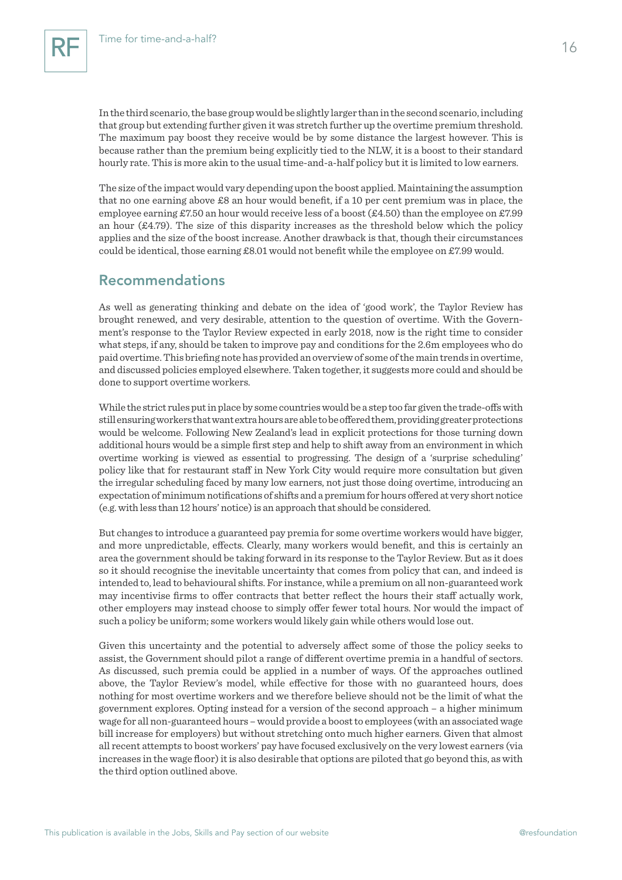In the third scenario, the base group would be slightly larger than in the second scenario, including that group but extending further given it was stretch further up the overtime premium threshold. The maximum pay boost they receive would be by some distance the largest however. This is because rather than the premium being explicitly tied to the NLW, it is a boost to their standard hourly rate. This is more akin to the usual time-and-a-half policy but it is limited to low earners.

The size of the impact would vary depending upon the boost applied. Maintaining the assumption that no one earning above £8 an hour would benefit, if a 10 per cent premium was in place, the employee earning £7.50 an hour would receive less of a boost (£4.50) than the employee on £7.99 an hour (£4.79). The size of this disparity increases as the threshold below which the policy applies and the size of the boost increase. Another drawback is that, though their circumstances could be identical, those earning £8.01 would not benefit while the employee on £7.99 would.

## Recommendations

As well as generating thinking and debate on the idea of 'good work', the Taylor Review has brought renewed, and very desirable, attention to the question of overtime. With the Government's response to the Taylor Review expected in early 2018, now is the right time to consider what steps, if any, should be taken to improve pay and conditions for the 2.6m employees who do paid overtime. This briefing note has provided an overview of some of the main trends in overtime, and discussed policies employed elsewhere. Taken together, it suggests more could and should be done to support overtime workers.

While the strict rules put in place by some countries would be a step too far given the trade-offs with still ensuring workers that want extra hours are able to be offered them, providing greater protections would be welcome. Following New Zealand's lead in explicit protections for those turning down additional hours would be a simple first step and help to shift away from an environment in which overtime working is viewed as essential to progressing. The design of a 'surprise scheduling' policy like that for restaurant staff in New York City would require more consultation but given the irregular scheduling faced by many low earners, not just those doing overtime, introducing an expectation of minimum notifications of shifts and a premium for hours offered at very short notice (e.g. with less than 12 hours' notice) is an approach that should be considered.

But changes to introduce a guaranteed pay premia for some overtime workers would have bigger, and more unpredictable, effects. Clearly, many workers would benefit, and this is certainly an area the government should be taking forward in its response to the Taylor Review. But as it does so it should recognise the inevitable uncertainty that comes from policy that can, and indeed is intended to, lead to behavioural shifts. For instance, while a premium on all non-guaranteed work may incentivise firms to offer contracts that better reflect the hours their staff actually work, other employers may instead choose to simply offer fewer total hours. Nor would the impact of such a policy be uniform; some workers would likely gain while others would lose out.

Given this uncertainty and the potential to adversely affect some of those the policy seeks to assist, the Government should pilot a range of different overtime premia in a handful of sectors. As discussed, such premia could be applied in a number of ways. Of the approaches outlined above, the Taylor Review's model, while effective for those with no guaranteed hours, does nothing for most overtime workers and we therefore believe should not be the limit of what the government explores. Opting instead for a version of the second approach – a higher minimum wage for all non-guaranteed hours – would provide a boost to employees (with an associated wage bill increase for employers) but without stretching onto much higher earners. Given that almost all recent attempts to boost workers' pay have focused exclusively on the very lowest earners (via increases in the wage floor) it is also desirable that options are piloted that go beyond this, as with the third option outlined above.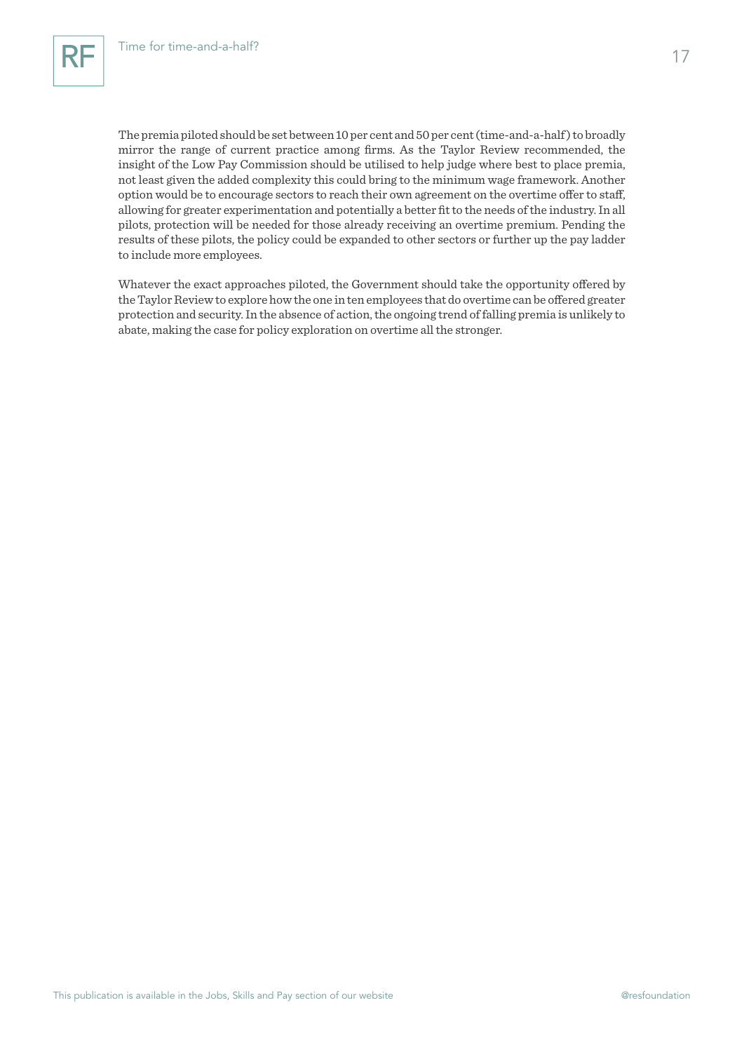The premia piloted should be set between 10 per cent and 50 per cent (time-and-a-half) to broadly mirror the range of current practice among firms. As the Taylor Review recommended, the insight of the Low Pay Commission should be utilised to help judge where best to place premia, not least given the added complexity this could bring to the minimum wage framework. Another option would be to encourage sectors to reach their own agreement on the overtime offer to staff, allowing for greater experimentation and potentially a better fit to the needs of the industry. In all pilots, protection will be needed for those already receiving an overtime premium. Pending the results of these pilots, the policy could be expanded to other sectors or further up the pay ladder to include more employees.

Whatever the exact approaches piloted, the Government should take the opportunity offered by the Taylor Review to explore how the one in ten employees that do overtime can be offered greater protection and security. In the absence of action, the ongoing trend of falling premia is unlikely to abate, making the case for policy exploration on overtime all the stronger.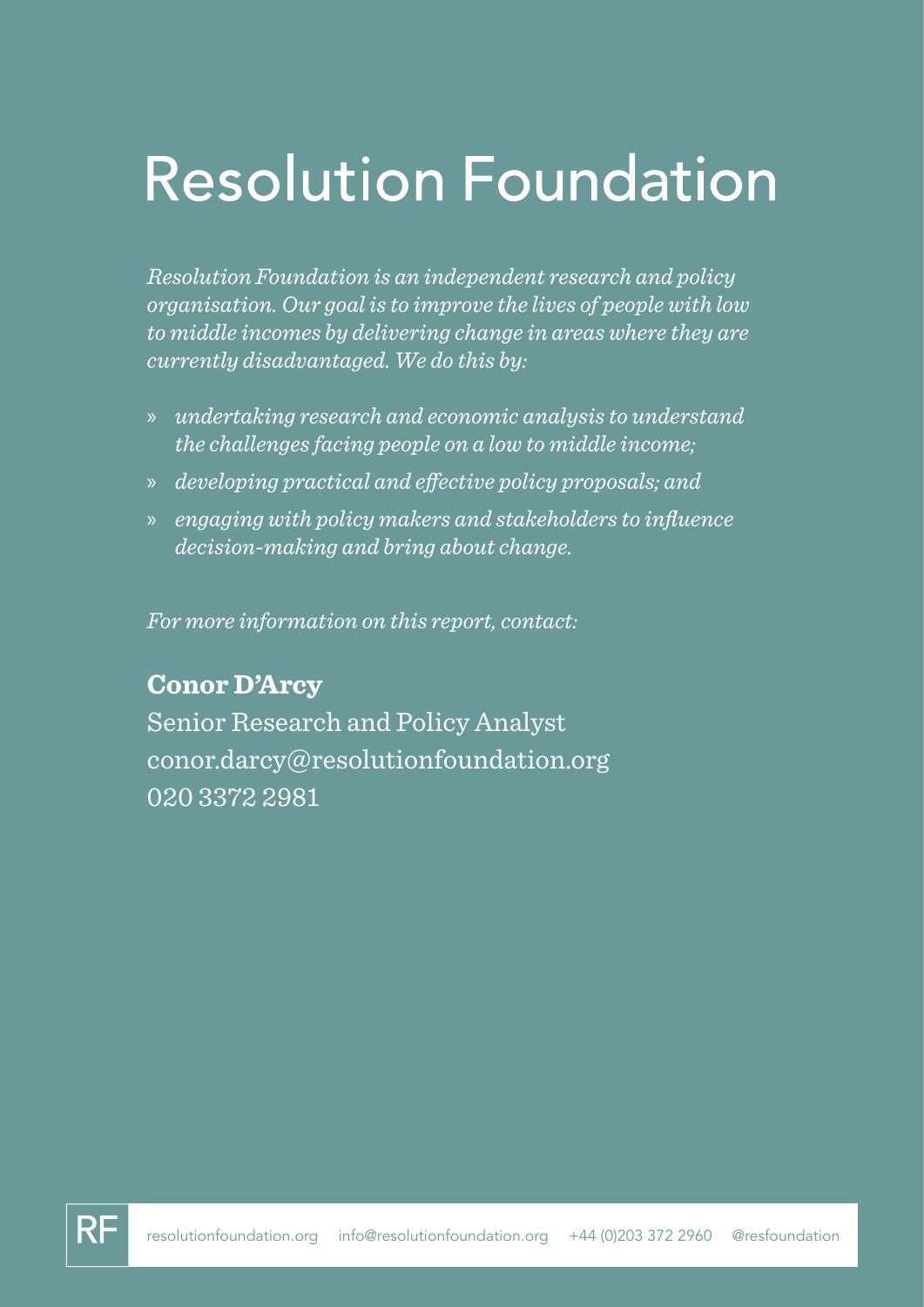# Resolution Foundation

*Resolution Foundation is an independent research and policy organisation. Our goal is to improve the lives of people with low to middle incomes by delivering change in areas where they are currently disadvantaged. We do this by:*

- *undertaking research and economic analysis to understand the challenges facing people on a low to middle income;*
- *developing practical and effective policy proposals; and*
- *engaging with policy makers and stakeholders to influence decision-making and bring about change.*

*For more information on this report, contact:*

**Conor D'Arcy**

Senior Research and Policy Analyst

conor.darcy@resolutionfoundation.org

020 3372 2981

RF resolutionfoundation.org info@resolutionfoundation.org +44 (0)203 372 2960 @resfoundation